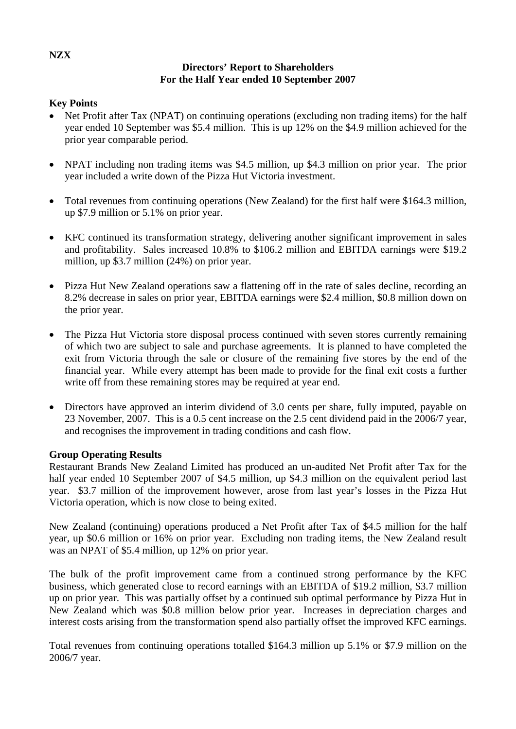**NZX**

# Directors' Report to Shareholders
# For the Half Year ended 10 September 2007

**Key Points**

- Net Profit after Tax (NPAT) on continuing operations (excluding non trading items) for the half year ended 10 September was $5.4 million. This is up 12% on the $4.9 million achieved for the prior year comparable period.
- NPAT including non trading items was $4.5 million, up $4.3 million on prior year. The prior year included a write down of the Pizza Hut Victoria investment.
- Total revenues from continuing operations (New Zealand) for the first half were $164.3 million, up $7.9 million or 5.1% on prior year.
- KFC continued its transformation strategy, delivering another significant improvement in sales and profitability. Sales increased 10.8% to $106.2 million and EBITDA earnings were $19.2 million, up $3.7 million (24%) on prior year.
- Pizza Hut New Zealand operations saw a flattening off in the rate of sales decline, recording an 8.2% decrease in sales on prior year, EBITDA earnings were $2.4 million, $0.8 million down on the prior year.
- The Pizza Hut Victoria store disposal process continued with seven stores currently remaining of which two are subject to sale and purchase agreements. It is planned to have completed the exit from Victoria through the sale or closure of the remaining five stores by the end of the financial year. While every attempt has been made to provide for the final exit costs a further write off from these remaining stores may be required at year end.
- Directors have approved an interim dividend of 3.0 cents per share, fully imputed, payable on 23 November, 2007. This is a 0.5 cent increase on the 2.5 cent dividend paid in the 2006/7 year, and recognises the improvement in trading conditions and cash flow.

**Group Operating Results**

Restaurant Brands New Zealand Limited has produced an un-audited Net Profit after Tax for the half year ended 10 September 2007 of $4.5 million, up $4.3 million on the equivalent period last year. $3.7 million of the improvement however, arose from last year's losses in the Pizza Hut Victoria operation, which is now close to being exited.

New Zealand (continuing) operations produced a Net Profit after Tax of $4.5 million for the half year, up $0.6 million or 16% on prior year. Excluding non trading items, the New Zealand result was an NPAT of $5.4 million, up 12% on prior year.

The bulk of the profit improvement came from a continued strong performance by the KFC business, which generated close to record earnings with an EBITDA of $19.2 million, $3.7 million up on prior year. This was partially offset by a continued sub optimal performance by Pizza Hut in New Zealand which was $0.8 million below prior year. Increases in depreciation charges and interest costs arising from the transformation spend also partially offset the improved KFC earnings.

Total revenues from continuing operations totalled $164.3 million up 5.1% or $7.9 million on the 2006/7 year.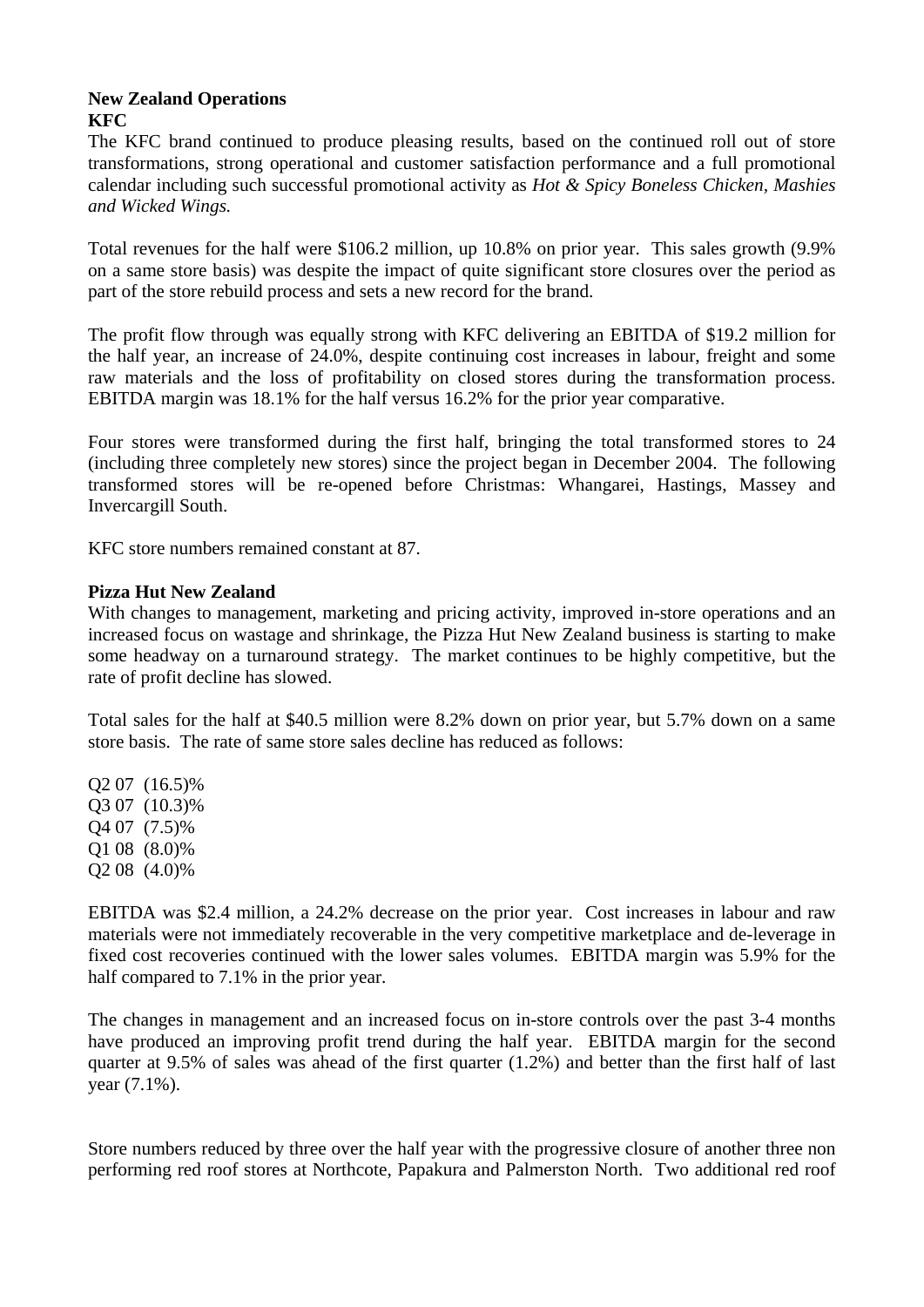**New Zealand Operations**
**KFC**

The KFC brand continued to produce pleasing results, based on the continued roll out of store transformations, strong operational and customer satisfaction performance and a full promotional calendar including such successful promotional activity as *Hot & Spicy Boneless Chicken, Mashies and Wicked Wings.*

Total revenues for the half were $106.2 million, up 10.8% on prior year. This sales growth (9.9% on a same store basis) was despite the impact of quite significant store closures over the period as part of the store rebuild process and sets a new record for the brand.

The profit flow through was equally strong with KFC delivering an EBITDA of $19.2 million for the half year, an increase of 24.0%, despite continuing cost increases in labour, freight and some raw materials and the loss of profitability on closed stores during the transformation process. EBITDA margin was 18.1% for the half versus 16.2% for the prior year comparative.

Four stores were transformed during the first half, bringing the total transformed stores to 24 (including three completely new stores) since the project began in December 2004. The following transformed stores will be re-opened before Christmas: Whangarei, Hastings, Massey and Invercargill South.

KFC store numbers remained constant at 87.

**Pizza Hut New Zealand**

With changes to management, marketing and pricing activity, improved in-store operations and an increased focus on wastage and shrinkage, the Pizza Hut New Zealand business is starting to make some headway on a turnaround strategy. The market continues to be highly competitive, but the rate of profit decline has slowed.

Total sales for the half at $40.5 million were 8.2% down on prior year, but 5.7% down on a same store basis. The rate of same store sales decline has reduced as follows:

Q2 07 (16.5)%
Q3 07 (10.3)%
Q4 07 (7.5)%
Q1 08 (8.0)%
Q2 08 (4.0)%

EBITDA was $2.4 million, a 24.2% decrease on the prior year. Cost increases in labour and raw materials were not immediately recoverable in the very competitive marketplace and de-leverage in fixed cost recoveries continued with the lower sales volumes. EBITDA margin was 5.9% for the half compared to 7.1% in the prior year.

The changes in management and an increased focus on in-store controls over the past 3-4 months have produced an improving profit trend during the half year. EBITDA margin for the second quarter at 9.5% of sales was ahead of the first quarter (1.2%) and better than the first half of last year (7.1%).

Store numbers reduced by three over the half year with the progressive closure of another three non performing red roof stores at Northcote, Papakura and Palmerston North. Two additional red roof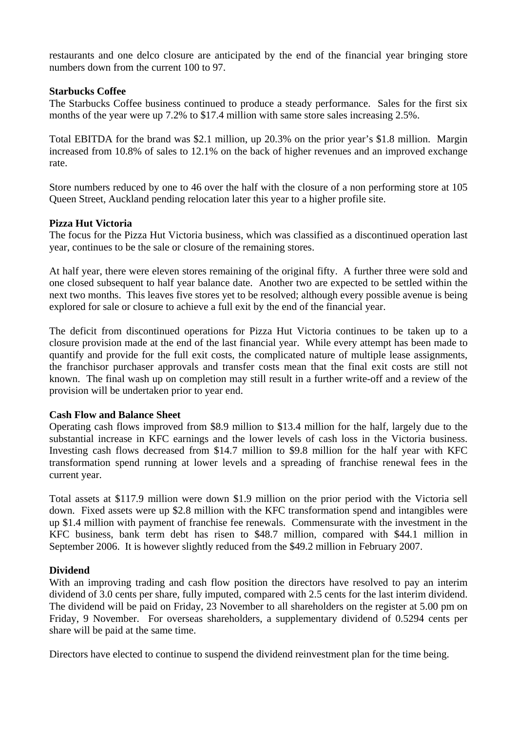restaurants and one delco closure are anticipated by the end of the financial year bringing store numbers down from the current 100 to 97.

**Starbucks Coffee**

The Starbucks Coffee business continued to produce a steady performance. Sales for the first six months of the year were up 7.2% to $17.4 million with same store sales increasing 2.5%.

Total EBITDA for the brand was $2.1 million, up 20.3% on the prior year's $1.8 million. Margin increased from 10.8% of sales to 12.1% on the back of higher revenues and an improved exchange rate.

Store numbers reduced by one to 46 over the half with the closure of a non performing store at 105 Queen Street, Auckland pending relocation later this year to a higher profile site.

**Pizza Hut Victoria**

The focus for the Pizza Hut Victoria business, which was classified as a discontinued operation last year, continues to be the sale or closure of the remaining stores.

At half year, there were eleven stores remaining of the original fifty. A further three were sold and one closed subsequent to half year balance date. Another two are expected to be settled within the next two months. This leaves five stores yet to be resolved; although every possible avenue is being explored for sale or closure to achieve a full exit by the end of the financial year.

The deficit from discontinued operations for Pizza Hut Victoria continues to be taken up to a closure provision made at the end of the last financial year. While every attempt has been made to quantify and provide for the full exit costs, the complicated nature of multiple lease assignments, the franchisor purchaser approvals and transfer costs mean that the final exit costs are still not known. The final wash up on completion may still result in a further write-off and a review of the provision will be undertaken prior to year end.

**Cash Flow and Balance Sheet**

Operating cash flows improved from $8.9 million to $13.4 million for the half, largely due to the substantial increase in KFC earnings and the lower levels of cash loss in the Victoria business. Investing cash flows decreased from $14.7 million to $9.8 million for the half year with KFC transformation spend running at lower levels and a spreading of franchise renewal fees in the current year.

Total assets at $117.9 million were down $1.9 million on the prior period with the Victoria sell down. Fixed assets were up $2.8 million with the KFC transformation spend and intangibles were up $1.4 million with payment of franchise fee renewals. Commensurate with the investment in the KFC business, bank term debt has risen to $48.7 million, compared with $44.1 million in September 2006. It is however slightly reduced from the $49.2 million in February 2007.

**Dividend**

With an improving trading and cash flow position the directors have resolved to pay an interim dividend of 3.0 cents per share, fully imputed, compared with 2.5 cents for the last interim dividend. The dividend will be paid on Friday, 23 November to all shareholders on the register at 5.00 pm on Friday, 9 November. For overseas shareholders, a supplementary dividend of 0.5294 cents per share will be paid at the same time.

Directors have elected to continue to suspend the dividend reinvestment plan for the time being.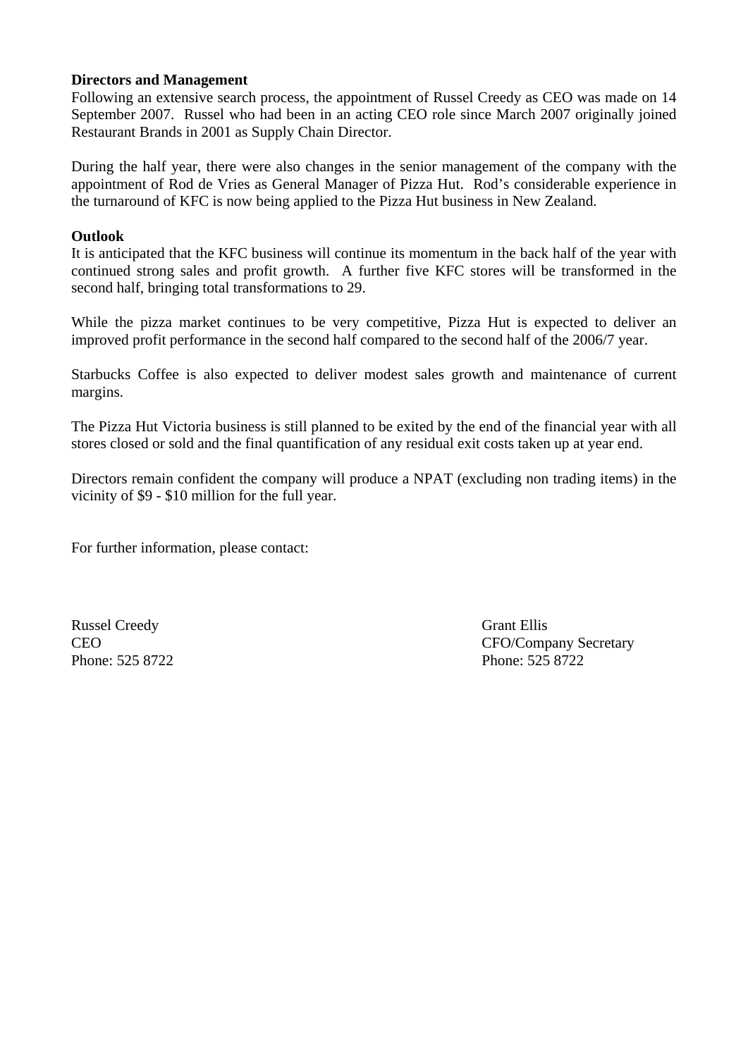**Directors and Management**

Following an extensive search process, the appointment of Russel Creedy as CEO was made on 14 September 2007. Russel who had been in an acting CEO role since March 2007 originally joined Restaurant Brands in 2001 as Supply Chain Director.

During the half year, there were also changes in the senior management of the company with the appointment of Rod de Vries as General Manager of Pizza Hut. Rod's considerable experience in the turnaround of KFC is now being applied to the Pizza Hut business in New Zealand.

**Outlook**

It is anticipated that the KFC business will continue its momentum in the back half of the year with continued strong sales and profit growth. A further five KFC stores will be transformed in the second half, bringing total transformations to 29.

While the pizza market continues to be very competitive, Pizza Hut is expected to deliver an improved profit performance in the second half compared to the second half of the 2006/7 year.

Starbucks Coffee is also expected to deliver modest sales growth and maintenance of current margins.

The Pizza Hut Victoria business is still planned to be exited by the end of the financial year with all stores closed or sold and the final quantification of any residual exit costs taken up at year end.

Directors remain confident the company will produce a NPAT (excluding non trading items) in the vicinity of $9 - $10 million for the full year.

For further information, please contact:

Russel Creedy
CEO
Phone: 525 8722

Grant Ellis
CFO/Company Secretary
Phone: 525 8722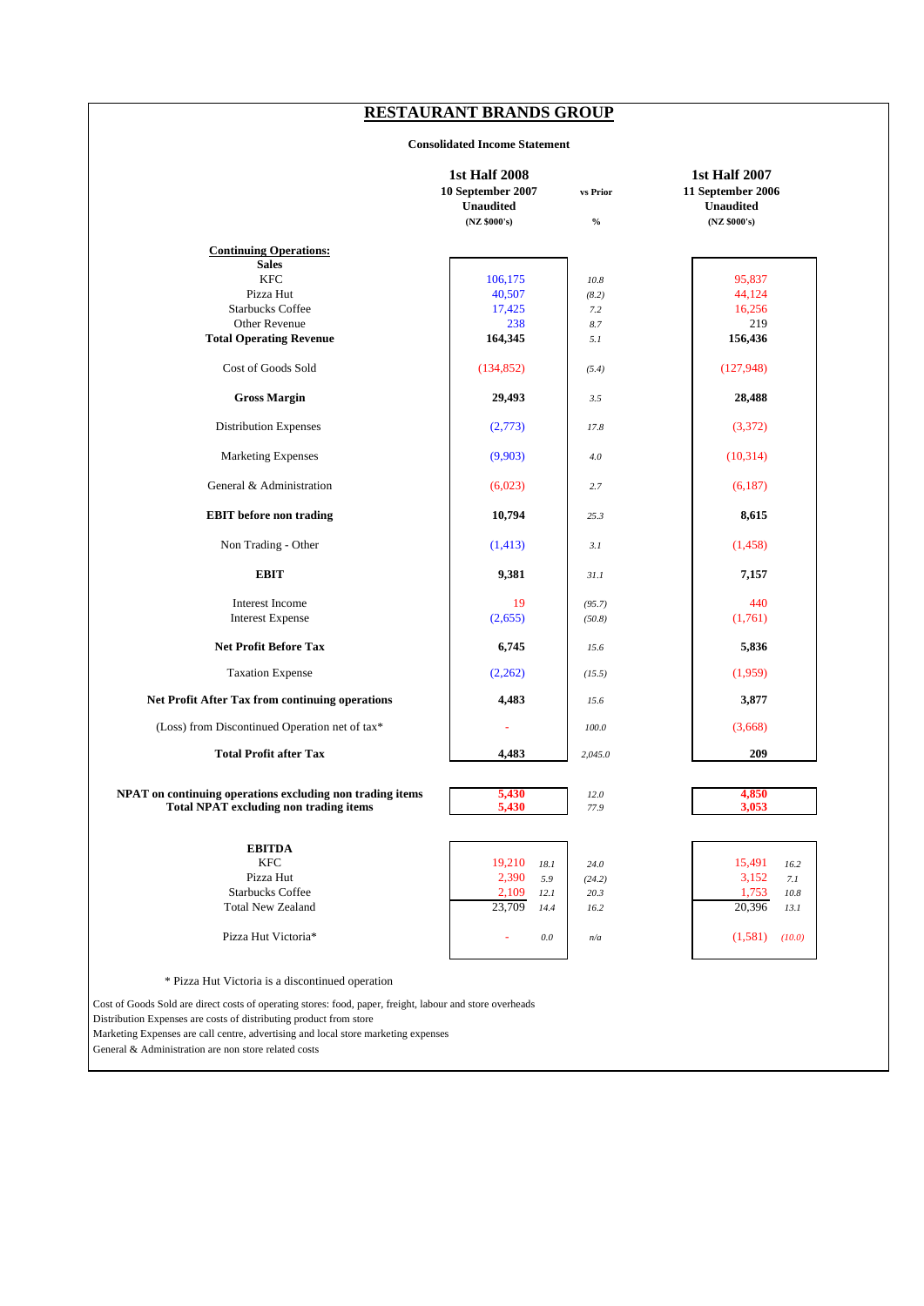# RESTAURANT BRANDS GROUP

**Consolidated Income Statement**

| | 1st Half 2008 10 September 2007 Unaudited (NZ $000's) | vs Prior % | 1st Half 2007 11 September 2006 Unaudited (NZ $000's) |
|---|---|---|---|
| **Continuing Operations:** | | | |
| **Sales** | | | |
| KFC | 106,175 | 10.8 | 95,837 |
| Pizza Hut | 40,507 | (8.2) | 44,124 |
| Starbucks Coffee | 17,425 | 7.2 | 16,256 |
| Other Revenue | 238 | 8.7 | 219 |
| **Total Operating Revenue** | **164,345** | 5.1 | **156,436** |
| Cost of Goods Sold | (134,852) | (5.4) | (127,948) |
| **Gross Margin** | **29,493** | 3.5 | **28,488** |
| Distribution Expenses | (2,773) | 17.8 | (3,372) |
| Marketing Expenses | (9,903) | 4.0 | (10,314) |
| General & Administration | (6,023) | 2.7 | (6,187) |
| **EBIT before non trading** | **10,794** | 25.3 | **8,615** |
| Non Trading - Other | (1,413) | 3.1 | (1,458) |
| **EBIT** | **9,381** | 31.1 | **7,157** |
| Interest Income | 19 | (95.7) | 440 |
| Interest Expense | (2,655) | (50.8) | (1,761) |
| **Net Profit Before Tax** | **6,745** | 15.6 | **5,836** |
| Taxation Expense | (2,262) | (15.5) | (1,959) |
| **Net Profit After Tax from continuing operations** | **4,483** | 15.6 | **3,877** |
| (Loss) from Discontinued Operation net of tax* | - | 100.0 | (3,668) |
| **Total Profit after Tax** | **4,483** | 2,045.0 | **209** |
| **NPAT on continuing operations excluding non trading items** | **5,430** | 12.0 | **4,850** |
| **Total NPAT excluding non trading items** | **5,430** | 77.9 | **3,053** |

| **EBITDA** | 1st Half 2008 | % | vs Prior % | 1st Half 2007 | % |
|---|---|---|---|---|---|
| KFC | 19,210 | 18.1 | 24.0 | 15,491 | 16.2 |
| Pizza Hut | 2,390 | 5.9 | (24.2) | 3,152 | 7.1 |
| Starbucks Coffee | 2,109 | 12.1 | 20.3 | 1,753 | 10.8 |
| Total New Zealand | 23,709 | 14.4 | 16.2 | 20,396 | 13.1 |
| Pizza Hut Victoria* | - | 0.0 | n/a | (1,581) | (10.0) |

\* Pizza Hut Victoria is a discontinued operation

Cost of Goods Sold are direct costs of operating stores: food, paper, freight, labour and store overheads
Distribution Expenses are costs of distributing product from store
Marketing Expenses are call centre, advertising and local store marketing expenses
General & Administration are non store related costs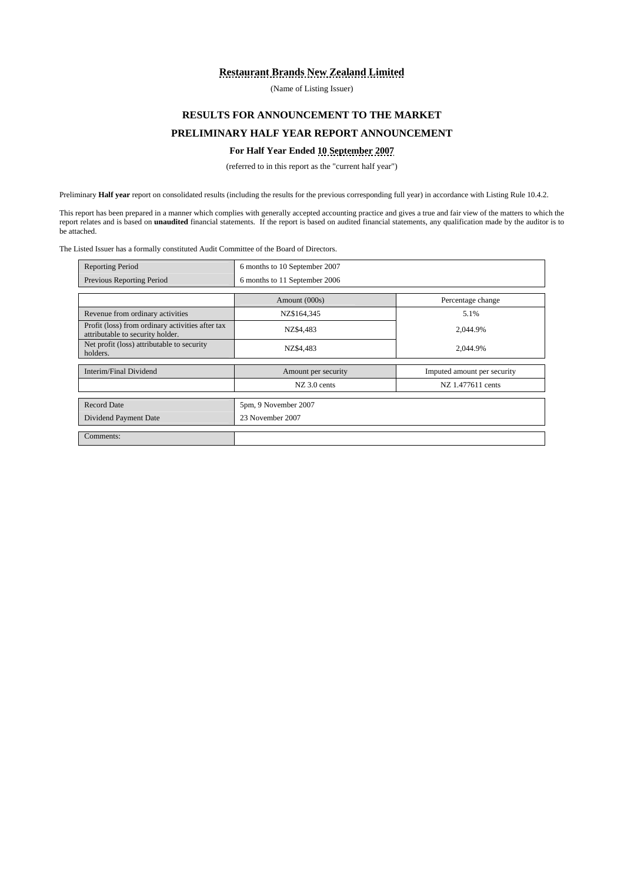**Restaurant Brands New Zealand Limited**

(Name of Listing Issuer)

## RESULTS FOR ANNOUNCEMENT TO THE MARKET

## PRELIMINARY HALF YEAR REPORT ANNOUNCEMENT

### For Half Year Ended 10 September 2007

(referred to in this report as the "current half year")

Preliminary **Half year** report on consolidated results (including the results for the previous corresponding full year) in accordance with Listing Rule 10.4.2.

This report has been prepared in a manner which complies with generally accepted accounting practice and gives a true and fair view of the matters to which the report relates and is based on **unaudited** financial statements. If the report is based on audited financial statements, any qualification made by the auditor is to be attached.

The Listed Issuer has a formally constituted Audit Committee of the Board of Directors.

| | |
|---|---|
| Reporting Period | 6 months to 10 September 2007 |
| Previous Reporting Period | 6 months to 11 September 2006 |

| | Amount (000s) | Percentage change |
|---|---|---|
| Revenue from ordinary activities | NZ$164,345 | 5.1% |
| Profit (loss) from ordinary activities after tax attributable to security holder. | NZ$4,483 | 2,044.9% |
| Net profit (loss) attributable to security holders. | NZ$4,483 | 2,044.9% |

| Interim/Final Dividend | Amount per security | Imputed amount per security |
|---|---|---|
| | NZ 3.0 cents | NZ 1.477611 cents |

| | |
|---|---|
| Record Date | 5pm, 9 November 2007 |
| Dividend Payment Date | 23 November 2007 |

| | |
|---|---|
| Comments: | |